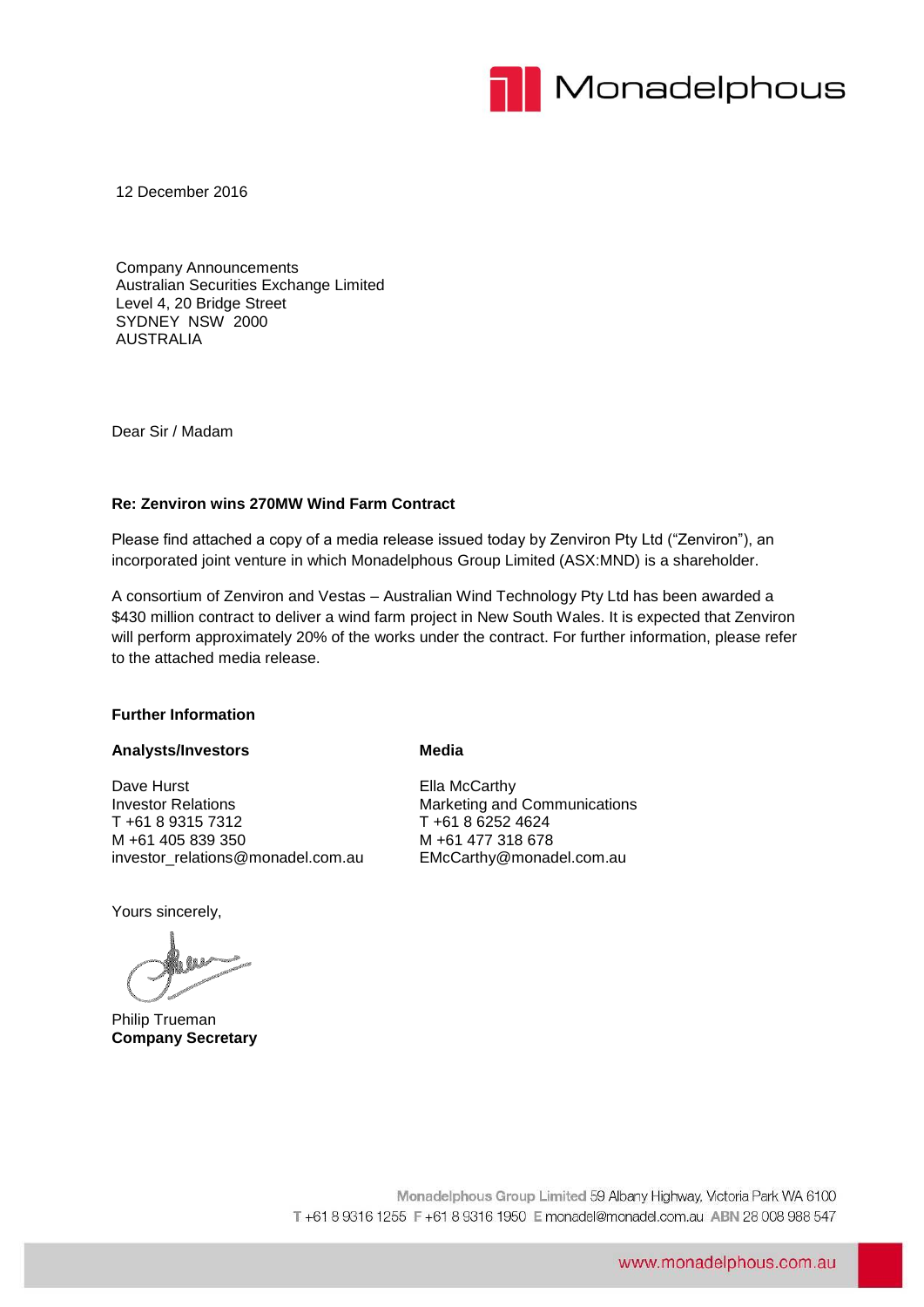12 December 2016

Company Announcements
Australian Securities Exchange Limited
Level 4, 20 Bridge Street
SYDNEY NSW 2000
AUSTRALIA

Dear Sir / Madam

**Re: Zenviron wins 270MW Wind Farm Contract**

Please find attached a copy of a media release issued today by Zenviron Pty Ltd ("Zenviron"), an incorporated joint venture in which Monadelphous Group Limited (ASX:MND) is a shareholder.

A consortium of Zenviron and Vestas – Australian Wind Technology Pty Ltd has been awarded a $430 million contract to deliver a wind farm project in New South Wales. It is expected that Zenviron will perform approximately 20% of the works under the contract. For further information, please refer to the attached media release.

**Further Information**

**Analysts/Investors**

Dave Hurst
Investor Relations
T +61 8 9315 7312
M +61 405 839 350
investor_relations@monadel.com.au

**Media**

Ella McCarthy
Marketing and Communications
T +61 8 6252 4624
M +61 477 318 678
EMcCarthy@monadel.com.au

Yours sincerely,

Philip Trueman
**Company Secretary**

Monadelphous Group Limited 59 Albany Highway, Victoria Park WA 6100
T +61 8 9316 1255 F +61 8 9316 1950 E monadel@monadel.com.au ABN 28 008 988 547

www.monadelphous.com.au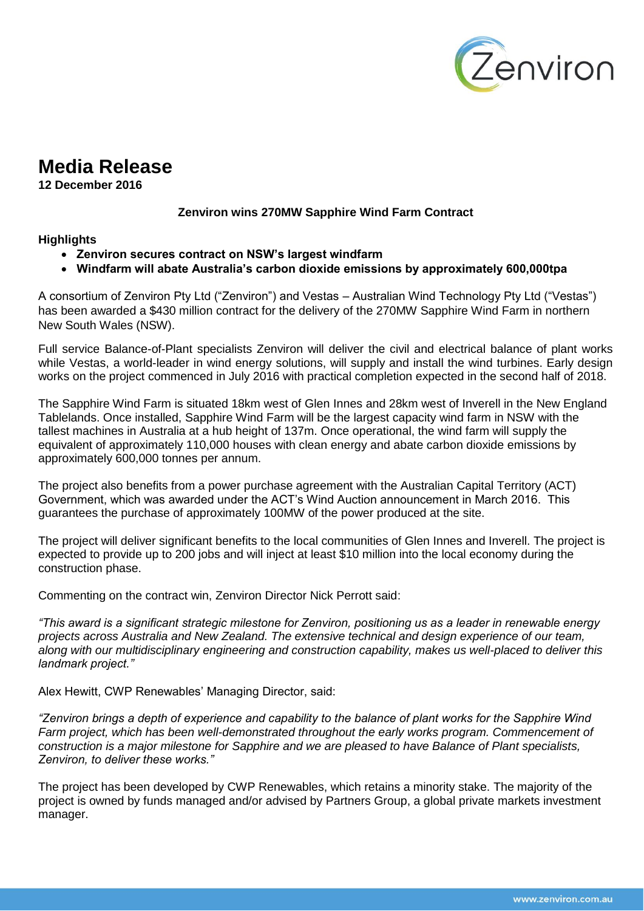# Media Release

**12 December 2016**

**Zenviron wins 270MW Sapphire Wind Farm Contract**

**Highlights**

- **Zenviron secures contract on NSW's largest windfarm**
- **Windfarm will abate Australia's carbon dioxide emissions by approximately 600,000tpa**

A consortium of Zenviron Pty Ltd ("Zenviron") and Vestas – Australian Wind Technology Pty Ltd ("Vestas") has been awarded a $430 million contract for the delivery of the 270MW Sapphire Wind Farm in northern New South Wales (NSW).

Full service Balance-of-Plant specialists Zenviron will deliver the civil and electrical balance of plant works while Vestas, a world-leader in wind energy solutions, will supply and install the wind turbines. Early design works on the project commenced in July 2016 with practical completion expected in the second half of 2018.

The Sapphire Wind Farm is situated 18km west of Glen Innes and 28km west of Inverell in the New England Tablelands. Once installed, Sapphire Wind Farm will be the largest capacity wind farm in NSW with the tallest machines in Australia at a hub height of 137m. Once operational, the wind farm will supply the equivalent of approximately 110,000 houses with clean energy and abate carbon dioxide emissions by approximately 600,000 tonnes per annum.

The project also benefits from a power purchase agreement with the Australian Capital Territory (ACT) Government, which was awarded under the ACT's Wind Auction announcement in March 2016. This guarantees the purchase of approximately 100MW of the power produced at the site.

The project will deliver significant benefits to the local communities of Glen Innes and Inverell. The project is expected to provide up to 200 jobs and will inject at least $10 million into the local economy during the construction phase.

Commenting on the contract win, Zenviron Director Nick Perrott said:

*"This award is a significant strategic milestone for Zenviron, positioning us as a leader in renewable energy projects across Australia and New Zealand. The extensive technical and design experience of our team, along with our multidisciplinary engineering and construction capability, makes us well-placed to deliver this landmark project."*

Alex Hewitt, CWP Renewables' Managing Director, said:

*"Zenviron brings a depth of experience and capability to the balance of plant works for the Sapphire Wind Farm project, which has been well-demonstrated throughout the early works program. Commencement of construction is a major milestone for Sapphire and we are pleased to have Balance of Plant specialists, Zenviron, to deliver these works."*

The project has been developed by CWP Renewables, which retains a minority stake. The majority of the project is owned by funds managed and/or advised by Partners Group, a global private markets investment manager.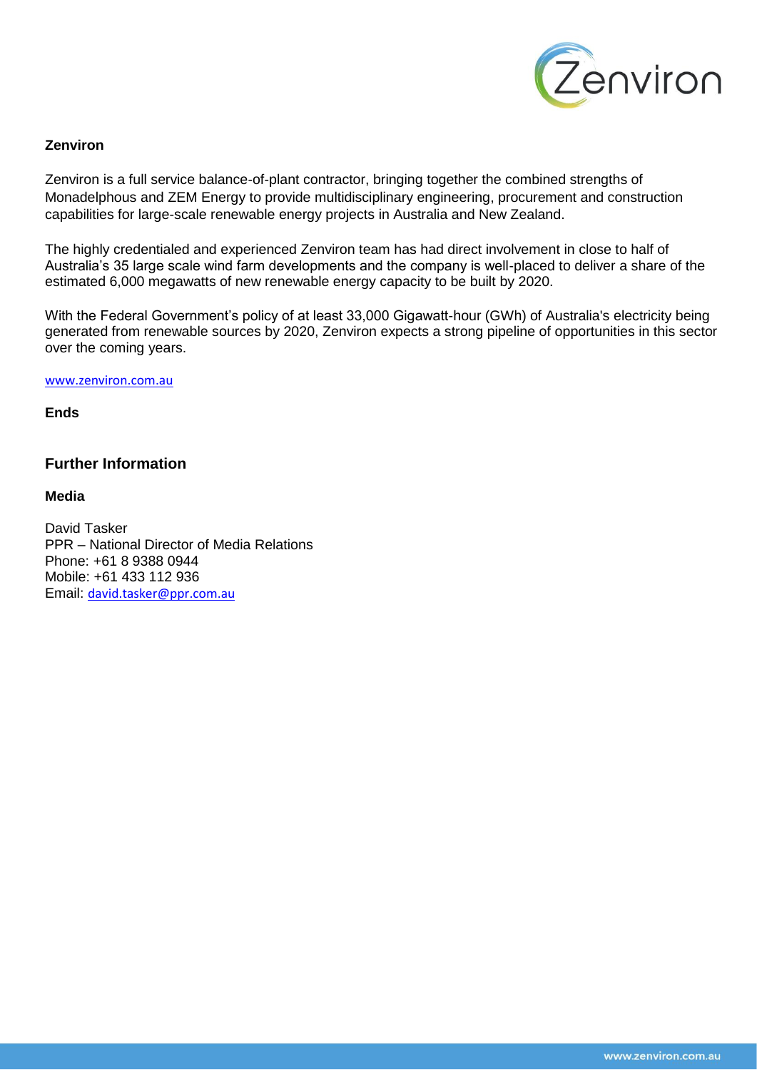**Zenviron**

Zenviron is a full service balance-of-plant contractor, bringing together the combined strengths of Monadelphous and ZEM Energy to provide multidisciplinary engineering, procurement and construction capabilities for large-scale renewable energy projects in Australia and New Zealand.

The highly credentialed and experienced Zenviron team has had direct involvement in close to half of Australia's 35 large scale wind farm developments and the company is well-placed to deliver a share of the estimated 6,000 megawatts of new renewable energy capacity to be built by 2020.

With the Federal Government's policy of at least 33,000 Gigawatt-hour (GWh) of Australia's electricity being generated from renewable sources by 2020, Zenviron expects a strong pipeline of opportunities in this sector over the coming years.

www.zenviron.com.au

**Ends**

## Further Information

**Media**

David Tasker
PPR – National Director of Media Relations
Phone: +61 8 9388 0944
Mobile: +61 433 112 936
Email: david.tasker@ppr.com.au